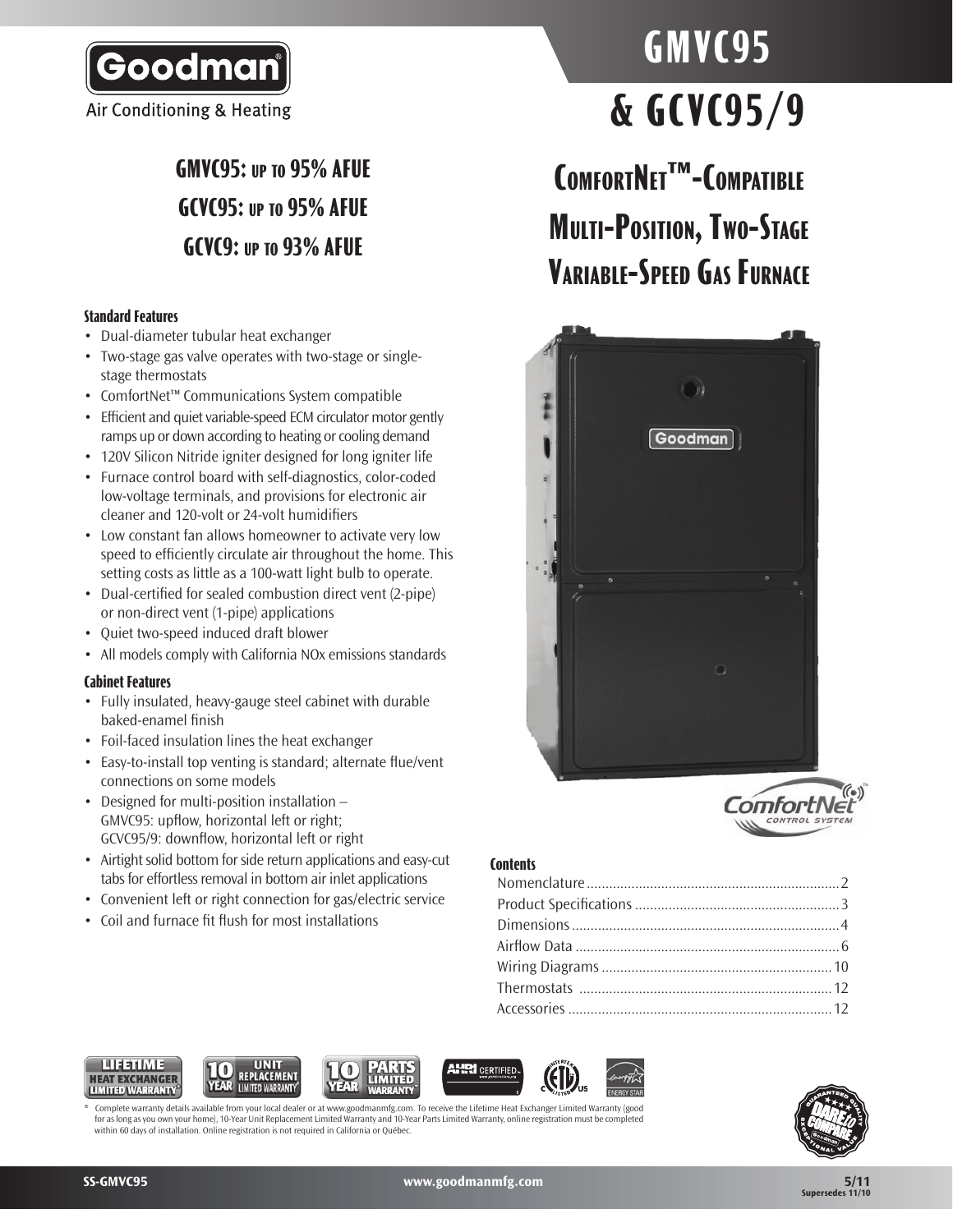Goodman
Air Conditioning & Heating

# GMVC95 & GCVC95/9

## ComfortNet™-Compatible Multi-Position, Two-Stage Variable-Speed Gas Furnace

**GMVC95: up to 95% AFUE**
**GCVC95: up to 95% AFUE**
**GCVC9: up to 93% AFUE**

### Standard Features

- Dual-diameter tubular heat exchanger
- Two-stage gas valve operates with two-stage or single-stage thermostats
- ComfortNet™ Communications System compatible
- Efficient and quiet variable-speed ECM circulator motor gently ramps up or down according to heating or cooling demand
- 120V Silicon Nitride igniter designed for long igniter life
- Furnace control board with self-diagnostics, color-coded low-voltage terminals, and provisions for electronic air cleaner and 120-volt or 24-volt humidifiers
- Low constant fan allows homeowner to activate very low speed to efficiently circulate air throughout the home. This setting costs as little as a 100-watt light bulb to operate.
- Dual-certified for sealed combustion direct vent (2-pipe) or non-direct vent (1-pipe) applications
- Quiet two-speed induced draft blower
- All models comply with California NOx emissions standards

### Cabinet Features

- Fully insulated, heavy-gauge steel cabinet with durable baked-enamel finish
- Foil-faced insulation lines the heat exchanger
- Easy-to-install top venting is standard; alternate flue/vent connections on some models
- Designed for multi-position installation – GMVC95: upflow, horizontal left or right; GCVC95/9: downflow, horizontal left or right
- Airtight solid bottom for side return applications and easy-cut tabs for effortless removal in bottom air inlet applications
- Convenient left or right connection for gas/electric service
- Coil and furnace fit flush for most installations

### Contents

- Nomenclature .......... 2
- Product Specifications .......... 3
- Dimensions .......... 4
- Airflow Data .......... 6
- Wiring Diagrams .......... 10
- Thermostats .......... 12
- Accessories .......... 12

LIFETIME HEAT EXCHANGER LIMITED WARRANTY* | 10 YEAR UNIT REPLACEMENT LIMITED WARRANTY* | 10 YEAR PARTS LIMITED WARRANTY* | AHRI CERTIFIED | ETL LISTED | ENERGY STAR

\* Complete warranty details available from your local dealer or at www.goodmanmfg.com. To receive the Lifetime Heat Exchanger Limited Warranty (good for as long as you own your home), 10-Year Unit Replacement Limited Warranty and 10-Year Parts Limited Warranty, online registration must be completed within 60 days of installation. Online registration is not required in California or Québec.

SS-GMVC95 www.goodmanmfg.com 5/11 Supersedes 11/10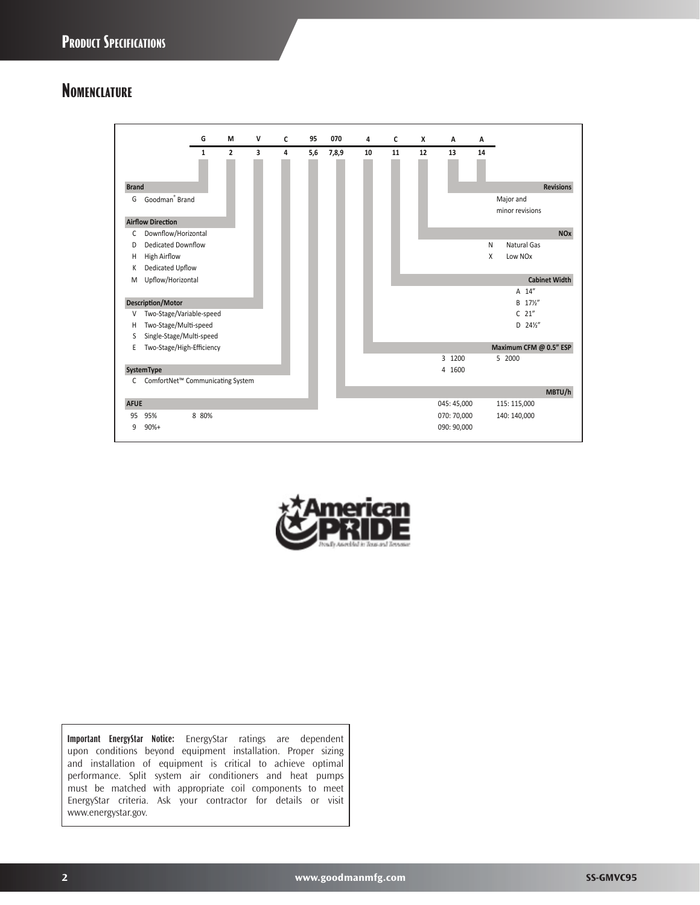## Nomenclature

| G | M | V | C | 95 | 070 | 4 | C | X | A | A |
|---|---|---|---|---|---|---|---|---|---|---|
| 1 | 2 | 3 | 4 | 5,6 | 7,8,9 | 10 | 11 | 12 | 13 | 14 |

**Brand**
- G Goodman® Brand

**Airflow Direction**
- C Downflow/Horizontal
- D Dedicated Downflow
- H High Airflow
- K Dedicated Upflow
- M Upflow/Horizontal

**Description/Motor**
- V Two-Stage/Variable-speed
- H Two-Stage/Multi-speed
- S Single-Stage/Multi-speed
- E Two-Stage/High-Efficiency

**SystemType**
- C ComfortNet™ Communicating System

**AFUE**
- 95 95%
- 9 90%+
- 8 80%

**Revisions**
- Major and minor revisions

**NOx**
- N Natural Gas
- X Low NOx

**Cabinet Width**
- A 14"
- B 17½"
- C 21"
- D 24½"

**Maximum CFM @ 0.5" ESP**
- 3 1200
- 4 1600
- 5 2000

**MBTU/h**
- 045: 45,000
- 070: 70,000
- 090: 90,000
- 115: 115,000
- 140: 140,000

**Important EnergyStar Notice:** EnergyStar ratings are dependent upon conditions beyond equipment installation. Proper sizing and installation of equipment is critical to achieve optimal performance. Split system air conditioners and heat pumps must be matched with appropriate coil components to meet EnergyStar criteria. Ask your contractor for details or visit www.energystar.gov.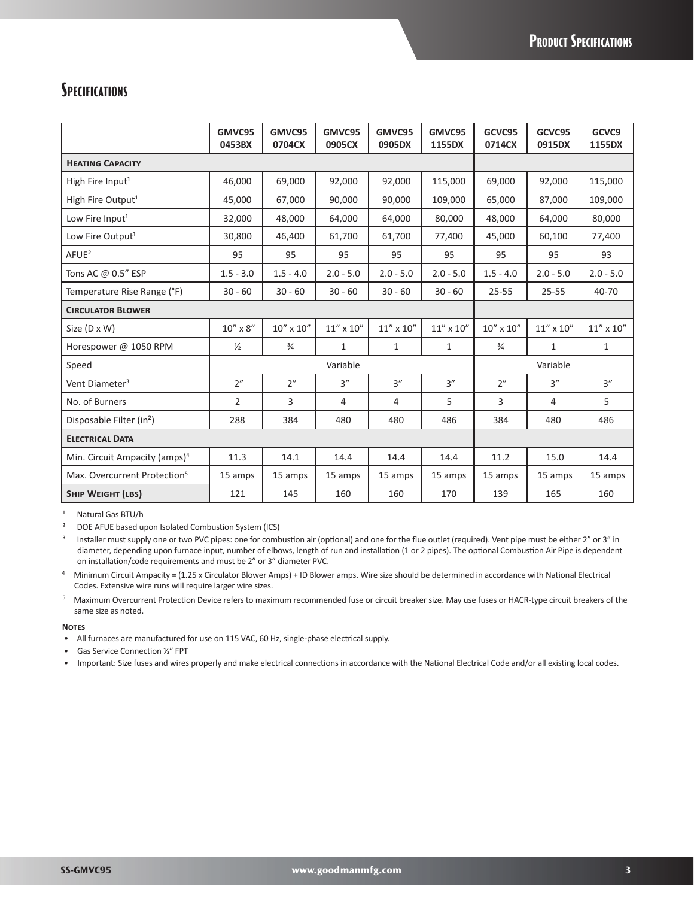# Specifications

| | GMVC95 0453BX | GMVC95 0704CX | GMVC95 0905CX | GMVC95 0905DX | GMVC95 1155DX | GCVC95 0714CX | GCVC95 0915DX | GCVC9 1155DX |
|---|---|---|---|---|---|---|---|---|
| **Heating Capacity** | | | | | | | | |
| High Fire Input[1] | 46,000 | 69,000 | 92,000 | 92,000 | 115,000 | 69,000 | 92,000 | 115,000 |
| High Fire Output[1] | 45,000 | 67,000 | 90,000 | 90,000 | 109,000 | 65,000 | 87,000 | 109,000 |
| Low Fire Input[1] | 32,000 | 48,000 | 64,000 | 64,000 | 80,000 | 48,000 | 64,000 | 80,000 |
| Low Fire Output[1] | 30,800 | 46,400 | 61,700 | 61,700 | 77,400 | 45,000 | 60,100 | 77,400 |
| AFUE[2] | 95 | 95 | 95 | 95 | 95 | 95 | 95 | 93 |
| Tons AC @ 0.5" ESP | 1.5 - 3.0 | 1.5 - 4.0 | 2.0 - 5.0 | 2.0 - 5.0 | 2.0 - 5.0 | 1.5 - 4.0 | 2.0 - 5.0 | 2.0 - 5.0 |
| Temperature Rise Range (°F) | 30 - 60 | 30 - 60 | 30 - 60 | 30 - 60 | 30 - 60 | 25-55 | 25-55 | 40-70 |
| **Circulator Blower** | | | | | | | | |
| Size (D x W) | 10" x 8" | 10" x 10" | 11" x 10" | 11" x 10" | 11" x 10" | 10" x 10" | 11" x 10" | 11" x 10" |
| Horespower @ 1050 RPM | ½ | ¾ | 1 | 1 | 1 | ¾ | 1 | 1 |
| Speed | Variable | | | | | Variable | | |
| Vent Diameter[3] | 2" | 2" | 3" | 3" | 3" | 2" | 3" | 3" |
| No. of Burners | 2 | 3 | 4 | 4 | 5 | 3 | 4 | 5 |
| Disposable Filter (in²) | 288 | 384 | 480 | 480 | 486 | 384 | 480 | 486 |
| **Electrical Data** | | | | | | | | |
| Min. Circuit Ampacity (amps)[4] | 11.3 | 14.1 | 14.4 | 14.4 | 14.4 | 11.2 | 15.0 | 14.4 |
| Max. Overcurrent Protection[5] | 15 amps | 15 amps | 15 amps | 15 amps | 15 amps | 15 amps | 15 amps | 15 amps |
| **Ship Weight (lbs)** | 121 | 145 | 160 | 160 | 170 | 139 | 165 | 160 |

[1] Natural Gas BTU/h

[2] DOE AFUE based upon Isolated Combustion System (ICS)

[3] Installer must supply one or two PVC pipes: one for combustion air (optional) and one for the flue outlet (required). Vent pipe must be either 2" or 3" in diameter, depending upon furnace input, number of elbows, length of run and installation (1 or 2 pipes). The optional Combustion Air Pipe is dependent on installation/code requirements and must be 2" or 3" diameter PVC.

[4] Minimum Circuit Ampacity = (1.25 x Circulator Blower Amps) + ID Blower amps. Wire size should be determined in accordance with National Electrical Codes. Extensive wire runs will require larger wire sizes.

[5] Maximum Overcurrent Protection Device refers to maximum recommended fuse or circuit breaker size. May use fuses or HACR-type circuit breakers of the same size as noted.

**Notes**

- All furnaces are manufactured for use on 115 VAC, 60 Hz, single-phase electrical supply.
- Gas Service Connection ½" FPT
- Important: Size fuses and wires properly and make electrical connections in accordance with the National Electrical Code and/or all existing local codes.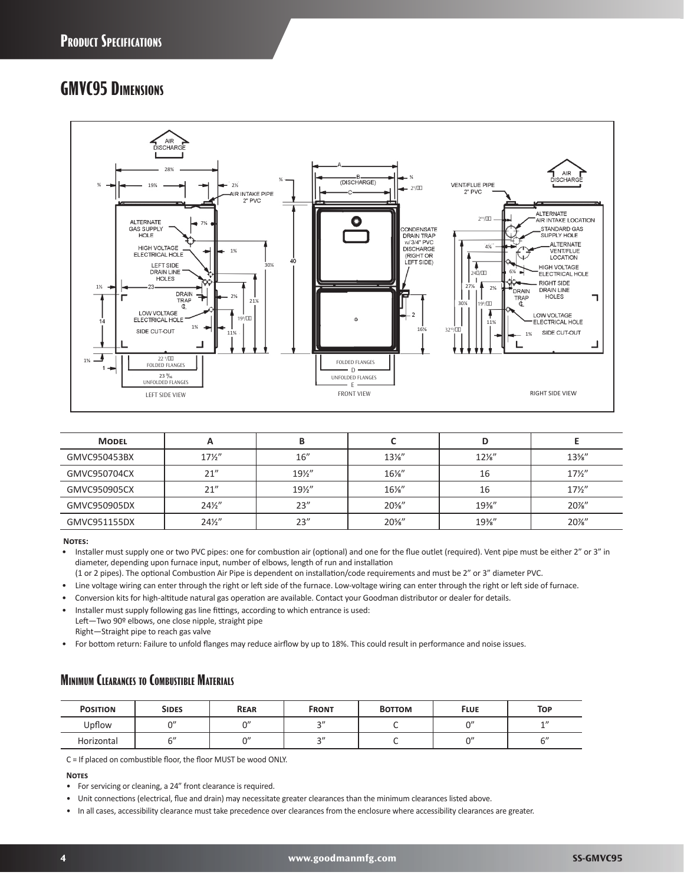## GMVC95 Dimensions

| Model | A | B | C | D | E |
|---|---|---|---|---|---|
| GMVC950453BX | 17½" | 16" | 13⅛" | 12⅛" | 13⅝" |
| GMVC950704CX | 21" | 19½" | 16⅛" | 16 | 17½" |
| GMVC950905CX | 21" | 19½" | 16⅛" | 16 | 17½" |
| GMVC950905DX | 24½" | 23" | 20⅝" | 19⅜" | 20⅞" |
| GMVC951155DX | 24½" | 23" | 20⅝" | 19⅜" | 20⅞" |

**Notes:**

- Installer must supply one or two PVC pipes: one for combustion air (optional) and one for the flue outlet (required). Vent pipe must be either 2" or 3" in diameter, depending upon furnace input, number of elbows, length of run and installation (1 or 2 pipes). The optional Combustion Air Pipe is dependent on installation/code requirements and must be 2" or 3" diameter PVC.
- Line voltage wiring can enter through the right or left side of the furnace. Low-voltage wiring can enter through the right or left side of furnace.
- Conversion kits for high-altitude natural gas operation are available. Contact your Goodman distributor or dealer for details.
- Installer must supply following gas line fittings, according to which entrance is used:
  Left—Two 90º elbows, one close nipple, straight pipe
  Right—Straight pipe to reach gas valve
- For bottom return: Failure to unfold flanges may reduce airflow by up to 18%. This could result in performance and noise issues.

## Minimum Clearances to Combustible Materials

| Position | Sides | Rear | Front | Bottom | Flue | Top |
|---|---|---|---|---|---|---|
| Upflow | 0" | 0" | 3" | C | 0" | 1" |
| Horizontal | 6" | 0" | 3" | C | 0" | 6" |

C = If placed on combustible floor, the floor MUST be wood ONLY.

**Notes**

- For servicing or cleaning, a 24" front clearance is required.
- Unit connections (electrical, flue and drain) may necessitate greater clearances than the minimum clearances listed above.
- In all cases, accessibility clearance must take precedence over clearances from the enclosure where accessibility clearances are greater.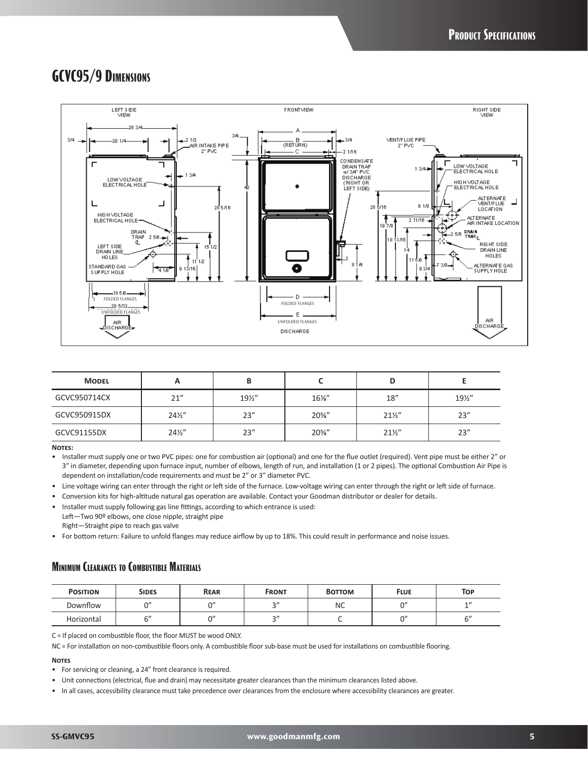## GCVC95/9 Dimensions

| Model | A | B | C | D | E |
|---|---|---|---|---|---|
| GCVC950714CX | 21" | 19½" | 16⅞" | 18" | 19½" |
| GCVC950915DX | 24½" | 23" | 20⅜" | 21½" | 23" |
| GCVC91155DX | 24½" | 23" | 20⅜" | 21½" | 23" |

**Notes:**

- Installer must supply one or two PVC pipes: one for combustion air (optional) and one for the flue outlet (required). Vent pipe must be either 2" or 3" in diameter, depending upon furnace input, number of elbows, length of run, and installation (1 or 2 pipes). The optional Combustion Air Pipe is dependent on installation/code requirements and must be 2" or 3" diameter PVC.
- Line voltage wiring can enter through the right or left side of the furnace. Low-voltage wiring can enter through the right or left side of furnace.
- Conversion kits for high-altitude natural gas operation are available. Contact your Goodman distributor or dealer for details.
- Installer must supply following gas line fittings, according to which entrance is used:
  Left—Two 90º elbows, one close nipple, straight pipe
  Right—Straight pipe to reach gas valve
- For bottom return: Failure to unfold flanges may reduce airflow by up to 18%. This could result in performance and noise issues.

### Minimum Clearances to Combustible Materials

| Position | Sides | Rear | Front | Bottom | Flue | Top |
|---|---|---|---|---|---|---|
| Downflow | 0" | 0" | 3" | NC | 0" | 1" |
| Horizontal | 6" | 0" | 3" | C | 0" | 6" |

C = If placed on combustible floor, the floor MUST be wood ONLY.

NC = For installation on non-combustible floors only. A combustible floor sub-base must be used for installations on combustible flooring.

**Notes**

- For servicing or cleaning, a 24" front clearance is required.
- Unit connections (electrical, flue and drain) may necessitate greater clearances than the minimum clearances listed above.
- In all cases, accessibility clearance must take precedence over clearances from the enclosure where accessibility clearances are greater.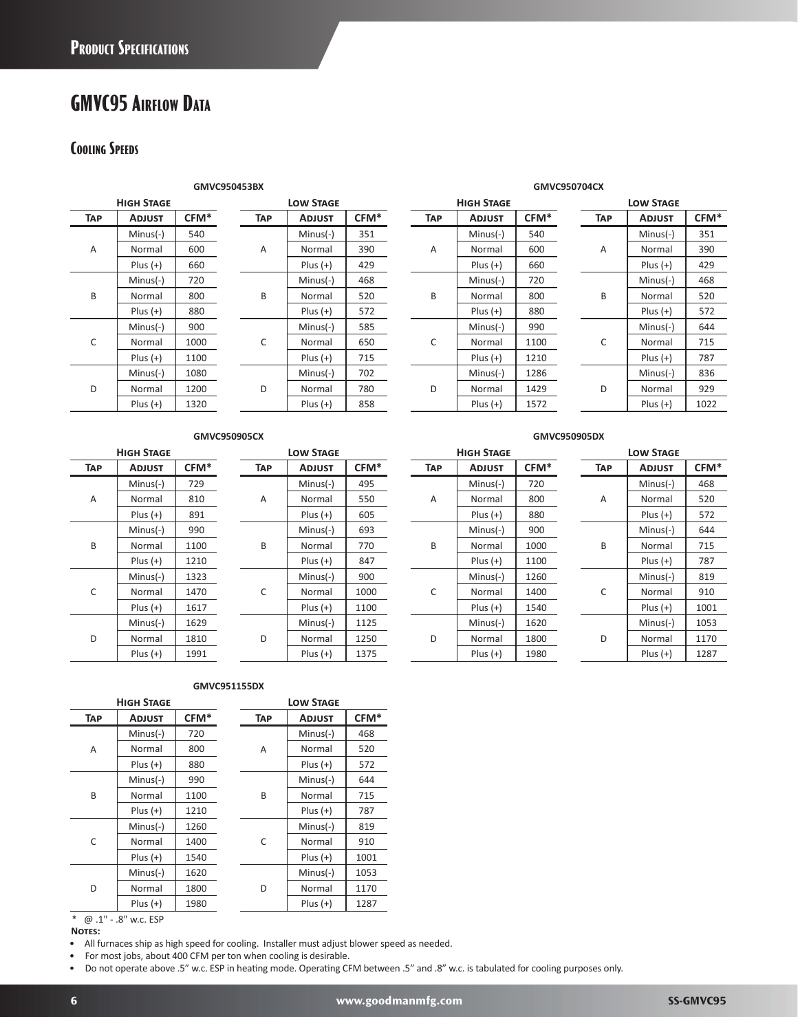## GMVC95 Airflow Data

### Cooling Speeds

**GMVC950453BX**

| High Stage | | | Low Stage | | |
|---|---|---|---|---|---|
| Tap | Adjust | CFM* | Tap | Adjust | CFM* |
| A | Minus(-) | 540 | A | Minus(-) | 351 |
| | Normal | 600 | | Normal | 390 |
| | Plus (+) | 660 | | Plus (+) | 429 |
| B | Minus(-) | 720 | B | Minus(-) | 468 |
| | Normal | 800 | | Normal | 520 |
| | Plus (+) | 880 | | Plus (+) | 572 |
| C | Minus(-) | 900 | C | Minus(-) | 585 |
| | Normal | 1000 | | Normal | 650 |
| | Plus (+) | 1100 | | Plus (+) | 715 |
| D | Minus(-) | 1080 | D | Minus(-) | 702 |
| | Normal | 1200 | | Normal | 780 |
| | Plus (+) | 1320 | | Plus (+) | 858 |

**GMVC950704CX**

| High Stage | | | Low Stage | | |
|---|---|---|---|---|---|
| Tap | Adjust | CFM* | Tap | Adjust | CFM* |
| A | Minus(-) | 540 | A | Minus(-) | 351 |
| | Normal | 600 | | Normal | 390 |
| | Plus (+) | 660 | | Plus (+) | 429 |
| B | Minus(-) | 720 | B | Minus(-) | 468 |
| | Normal | 800 | | Normal | 520 |
| | Plus (+) | 880 | | Plus (+) | 572 |
| C | Minus(-) | 990 | C | Minus(-) | 644 |
| | Normal | 1100 | | Normal | 715 |
| | Plus (+) | 1210 | | Plus (+) | 787 |
| D | Minus(-) | 1286 | D | Minus(-) | 836 |
| | Normal | 1429 | | Normal | 929 |
| | Plus (+) | 1572 | | Plus (+) | 1022 |

**GMVC950905CX**

| High Stage | | | Low Stage | | |
|---|---|---|---|---|---|
| Tap | Adjust | CFM* | Tap | Adjust | CFM* |
| A | Minus(-) | 729 | A | Minus(-) | 495 |
| | Normal | 810 | | Normal | 550 |
| | Plus (+) | 891 | | Plus (+) | 605 |
| B | Minus(-) | 990 | B | Minus(-) | 693 |
| | Normal | 1100 | | Normal | 770 |
| | Plus (+) | 1210 | | Plus (+) | 847 |
| C | Minus(-) | 1323 | C | Minus(-) | 900 |
| | Normal | 1470 | | Normal | 1000 |
| | Plus (+) | 1617 | | Plus (+) | 1100 |
| D | Minus(-) | 1629 | D | Minus(-) | 1125 |
| | Normal | 1810 | | Normal | 1250 |
| | Plus (+) | 1991 | | Plus (+) | 1375 |

**GMVC950905DX**

| High Stage | | | Low Stage | | |
|---|---|---|---|---|---|
| Tap | Adjust | CFM* | Tap | Adjust | CFM* |
| A | Minus(-) | 720 | A | Minus(-) | 468 |
| | Normal | 800 | | Normal | 520 |
| | Plus (+) | 880 | | Plus (+) | 572 |
| B | Minus(-) | 900 | B | Minus(-) | 644 |
| | Normal | 1000 | | Normal | 715 |
| | Plus (+) | 1100 | | Plus (+) | 787 |
| C | Minus(-) | 1260 | C | Minus(-) | 819 |
| | Normal | 1400 | | Normal | 910 |
| | Plus (+) | 1540 | | Plus (+) | 1001 |
| D | Minus(-) | 1620 | D | Minus(-) | 1053 |
| | Normal | 1800 | | Normal | 1170 |
| | Plus (+) | 1980 | | Plus (+) | 1287 |

**GMVC951155DX**

| High Stage | | | Low Stage | | |
|---|---|---|---|---|---|
| Tap | Adjust | CFM* | Tap | Adjust | CFM* |
| A | Minus(-) | 720 | A | Minus(-) | 468 |
| | Normal | 800 | | Normal | 520 |
| | Plus (+) | 880 | | Plus (+) | 572 |
| B | Minus(-) | 990 | B | Minus(-) | 644 |
| | Normal | 1100 | | Normal | 715 |
| | Plus (+) | 1210 | | Plus (+) | 787 |
| C | Minus(-) | 1260 | C | Minus(-) | 819 |
| | Normal | 1400 | | Normal | 910 |
| | Plus (+) | 1540 | | Plus (+) | 1001 |
| D | Minus(-) | 1620 | D | Minus(-) | 1053 |
| | Normal | 1800 | | Normal | 1170 |
| | Plus (+) | 1980 | | Plus (+) | 1287 |

\* @ .1" - .8" w.c. ESP

**Notes:**

- All furnaces ship as high speed for cooling. Installer must adjust blower speed as needed.
- For most jobs, about 400 CFM per ton when cooling is desirable.
- Do not operate above .5" w.c. ESP in heating mode. Operating CFM between .5" and .8" w.c. is tabulated for cooling purposes only.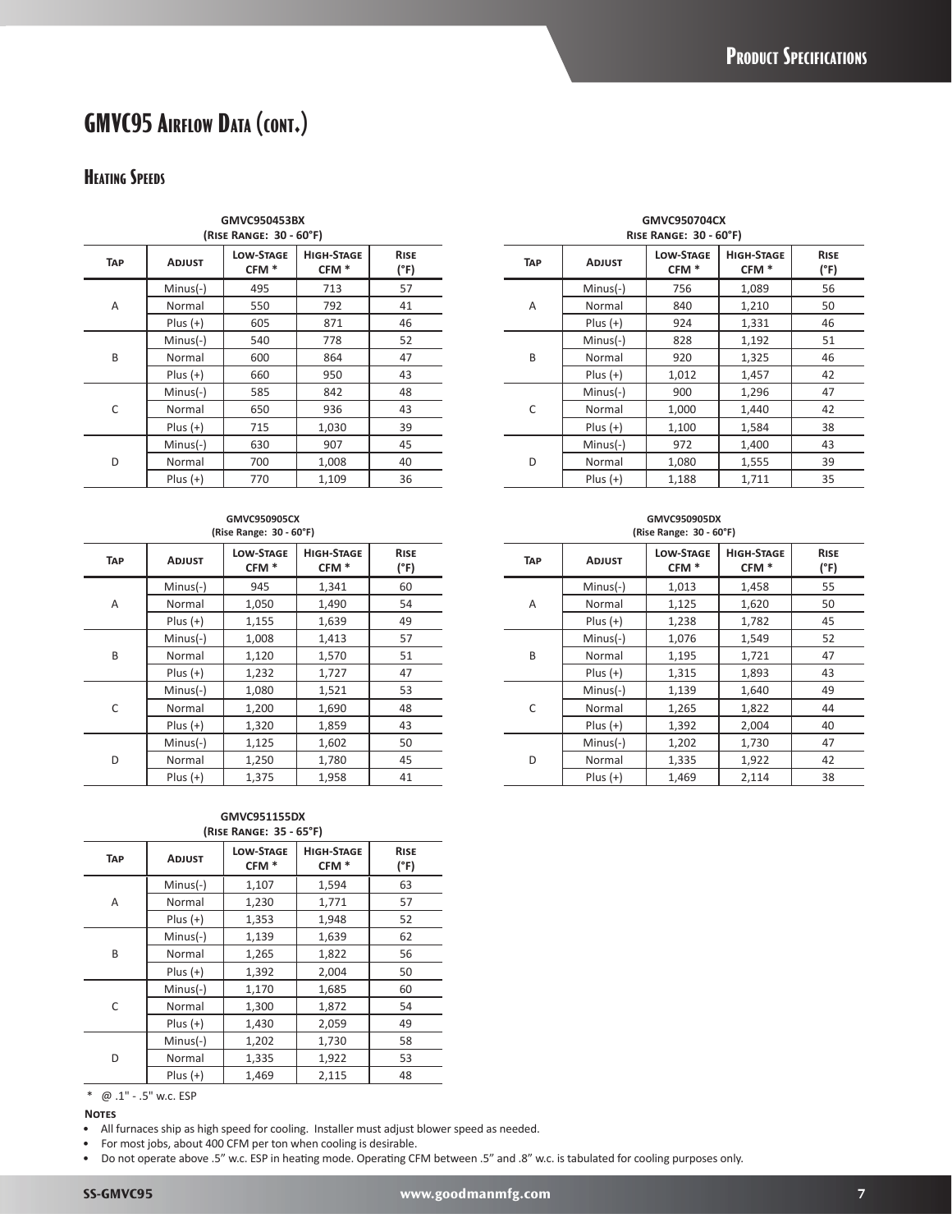# GMVC95 Airflow Data (cont.)

## Heating Speeds

**GMVC950453BX**
**(Rise Range: 30 - 60°F)**

| Tap | Adjust | Low-Stage CFM * | High-Stage CFM * | Rise (°F) |
|---|---|---|---|---|
| A | Minus(-) | 495 | 713 | 57 |
| | Normal | 550 | 792 | 41 |
| | Plus (+) | 605 | 871 | 46 |
| B | Minus(-) | 540 | 778 | 52 |
| | Normal | 600 | 864 | 47 |
| | Plus (+) | 660 | 950 | 43 |
| C | Minus(-) | 585 | 842 | 48 |
| | Normal | 650 | 936 | 43 |
| | Plus (+) | 715 | 1,030 | 39 |
| D | Minus(-) | 630 | 907 | 45 |
| | Normal | 700 | 1,008 | 40 |
| | Plus (+) | 770 | 1,109 | 36 |

**GMVC950704CX**
**Rise Range: 30 - 60°F)**

| Tap | Adjust | Low-Stage CFM * | High-Stage CFM * | Rise (°F) |
|---|---|---|---|---|
| A | Minus(-) | 756 | 1,089 | 56 |
| | Normal | 840 | 1,210 | 50 |
| | Plus (+) | 924 | 1,331 | 46 |
| B | Minus(-) | 828 | 1,192 | 51 |
| | Normal | 920 | 1,325 | 46 |
| | Plus (+) | 1,012 | 1,457 | 42 |
| C | Minus(-) | 900 | 1,296 | 47 |
| | Normal | 1,000 | 1,440 | 42 |
| | Plus (+) | 1,100 | 1,584 | 38 |
| D | Minus(-) | 972 | 1,400 | 43 |
| | Normal | 1,080 | 1,555 | 39 |
| | Plus (+) | 1,188 | 1,711 | 35 |

**GMVC950905CX**
**(Rise Range: 30 - 60°F)**

| Tap | Adjust | Low-Stage CFM * | High-Stage CFM * | Rise (°F) |
|---|---|---|---|---|
| A | Minus(-) | 945 | 1,341 | 60 |
| | Normal | 1,050 | 1,490 | 54 |
| | Plus (+) | 1,155 | 1,639 | 49 |
| B | Minus(-) | 1,008 | 1,413 | 57 |
| | Normal | 1,120 | 1,570 | 51 |
| | Plus (+) | 1,232 | 1,727 | 47 |
| C | Minus(-) | 1,080 | 1,521 | 53 |
| | Normal | 1,200 | 1,690 | 48 |
| | Plus (+) | 1,320 | 1,859 | 43 |
| D | Minus(-) | 1,125 | 1,602 | 50 |
| | Normal | 1,250 | 1,780 | 45 |
| | Plus (+) | 1,375 | 1,958 | 41 |

**GMVC950905DX**
**(Rise Range: 30 - 60°F)**

| Tap | Adjust | Low-Stage CFM * | High-Stage CFM * | Rise (°F) |
|---|---|---|---|---|
| A | Minus(-) | 1,013 | 1,458 | 55 |
| | Normal | 1,125 | 1,620 | 50 |
| | Plus (+) | 1,238 | 1,782 | 45 |
| B | Minus(-) | 1,076 | 1,549 | 52 |
| | Normal | 1,195 | 1,721 | 47 |
| | Plus (+) | 1,315 | 1,893 | 43 |
| C | Minus(-) | 1,139 | 1,640 | 49 |
| | Normal | 1,265 | 1,822 | 44 |
| | Plus (+) | 1,392 | 2,004 | 40 |
| D | Minus(-) | 1,202 | 1,730 | 47 |
| | Normal | 1,335 | 1,922 | 42 |
| | Plus (+) | 1,469 | 2,114 | 38 |

**GMVC951155DX**
**(Rise Range: 35 - 65°F)**

| Tap | Adjust | Low-Stage CFM * | High-Stage CFM * | Rise (°F) |
|---|---|---|---|---|
| A | Minus(-) | 1,107 | 1,594 | 63 |
| | Normal | 1,230 | 1,771 | 57 |
| | Plus (+) | 1,353 | 1,948 | 52 |
| B | Minus(-) | 1,139 | 1,639 | 62 |
| | Normal | 1,265 | 1,822 | 56 |
| | Plus (+) | 1,392 | 2,004 | 50 |
| C | Minus(-) | 1,170 | 1,685 | 60 |
| | Normal | 1,300 | 1,872 | 54 |
| | Plus (+) | 1,430 | 2,059 | 49 |
| D | Minus(-) | 1,202 | 1,730 | 58 |
| | Normal | 1,335 | 1,922 | 53 |
| | Plus (+) | 1,469 | 2,115 | 48 |

\* @ .1" - .5" w.c. ESP

**Notes**

- All furnaces ship as high speed for cooling. Installer must adjust blower speed as needed.
- For most jobs, about 400 CFM per ton when cooling is desirable.
- Do not operate above .5" w.c. ESP in heating mode. Operating CFM between .5" and .8" w.c. is tabulated for cooling purposes only.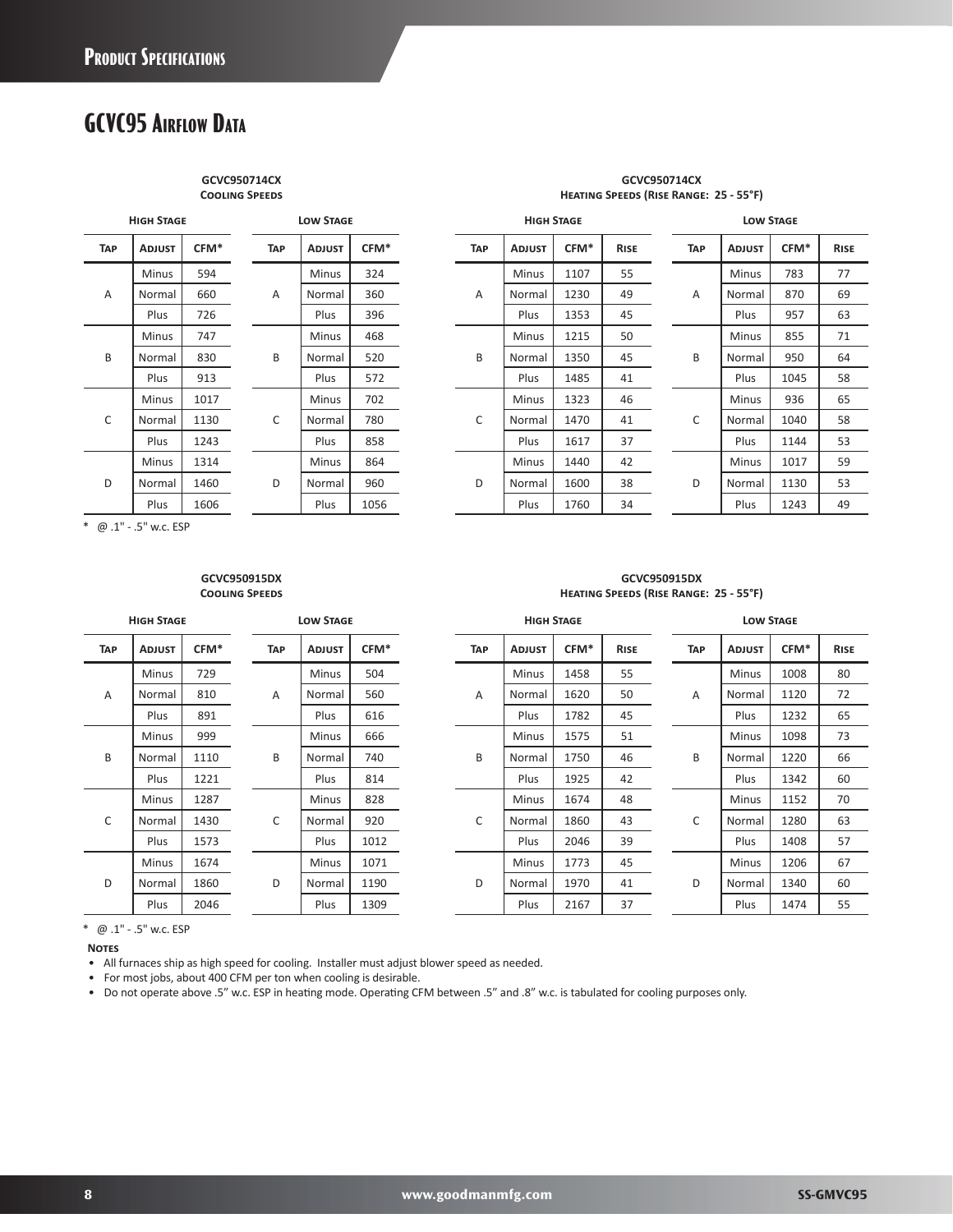# GCVC95 Airflow Data

### GCVC950714CX Cooling Speeds

| High Stage | | | Low Stage | | |
|---|---|---|---|---|---|
| Tap | Adjust | CFM* | Tap | Adjust | CFM* |
| A | Minus | 594 | A | Minus | 324 |
| | Normal | 660 | | Normal | 360 |
| | Plus | 726 | | Plus | 396 |
| B | Minus | 747 | B | Minus | 468 |
| | Normal | 830 | | Normal | 520 |
| | Plus | 913 | | Plus | 572 |
| C | Minus | 1017 | C | Minus | 702 |
| | Normal | 1130 | | Normal | 780 |
| | Plus | 1243 | | Plus | 858 |
| D | Minus | 1314 | D | Minus | 864 |
| | Normal | 1460 | | Normal | 960 |
| | Plus | 1606 | | Plus | 1056 |

\* @ .1" - .5" w.c. ESP

### GCVC950714CX Heating Speeds (Rise Range: 25 - 55°F)

| High Stage | | | | Low Stage | | | |
|---|---|---|---|---|---|---|---|
| Tap | Adjust | CFM* | Rise | Tap | Adjust | CFM* | Rise |
| A | Minus | 1107 | 55 | A | Minus | 783 | 77 |
| | Normal | 1230 | 49 | | Normal | 870 | 69 |
| | Plus | 1353 | 45 | | Plus | 957 | 63 |
| B | Minus | 1215 | 50 | B | Minus | 855 | 71 |
| | Normal | 1350 | 45 | | Normal | 950 | 64 |
| | Plus | 1485 | 41 | | Plus | 1045 | 58 |
| C | Minus | 1323 | 46 | C | Minus | 936 | 65 |
| | Normal | 1470 | 41 | | Normal | 1040 | 58 |
| | Plus | 1617 | 37 | | Plus | 1144 | 53 |
| D | Minus | 1440 | 42 | D | Minus | 1017 | 59 |
| | Normal | 1600 | 38 | | Normal | 1130 | 53 |
| | Plus | 1760 | 34 | | Plus | 1243 | 49 |

### GCVC950915DX Cooling Speeds

| High Stage | | | Low Stage | | |
|---|---|---|---|---|---|
| Tap | Adjust | CFM* | Tap | Adjust | CFM* |
| A | Minus | 729 | A | Minus | 504 |
| | Normal | 810 | | Normal | 560 |
| | Plus | 891 | | Plus | 616 |
| B | Minus | 999 | B | Minus | 666 |
| | Normal | 1110 | | Normal | 740 |
| | Plus | 1221 | | Plus | 814 |
| C | Minus | 1287 | C | Minus | 828 |
| | Normal | 1430 | | Normal | 920 |
| | Plus | 1573 | | Plus | 1012 |
| D | Minus | 1674 | D | Minus | 1071 |
| | Normal | 1860 | | Normal | 1190 |
| | Plus | 2046 | | Plus | 1309 |

\* @ .1" - .5" w.c. ESP

### GCVC950915DX Heating Speeds (Rise Range: 25 - 55°F)

| High Stage | | | | Low Stage | | | |
|---|---|---|---|---|---|---|---|
| Tap | Adjust | CFM* | Rise | Tap | Adjust | CFM* | Rise |
| A | Minus | 1458 | 55 | A | Minus | 1008 | 80 |
| | Normal | 1620 | 50 | | Normal | 1120 | 72 |
| | Plus | 1782 | 45 | | Plus | 1232 | 65 |
| B | Minus | 1575 | 51 | B | Minus | 1098 | 73 |
| | Normal | 1750 | 46 | | Normal | 1220 | 66 |
| | Plus | 1925 | 42 | | Plus | 1342 | 60 |
| C | Minus | 1674 | 48 | C | Minus | 1152 | 70 |
| | Normal | 1860 | 43 | | Normal | 1280 | 63 |
| | Plus | 2046 | 39 | | Plus | 1408 | 57 |
| D | Minus | 1773 | 45 | D | Minus | 1206 | 67 |
| | Normal | 1970 | 41 | | Normal | 1340 | 60 |
| | Plus | 2167 | 37 | | Plus | 1474 | 55 |

**Notes**

- All furnaces ship as high speed for cooling. Installer must adjust blower speed as needed.
- For most jobs, about 400 CFM per ton when cooling is desirable.
- Do not operate above .5" w.c. ESP in heating mode. Operating CFM between .5" and .8" w.c. is tabulated for cooling purposes only.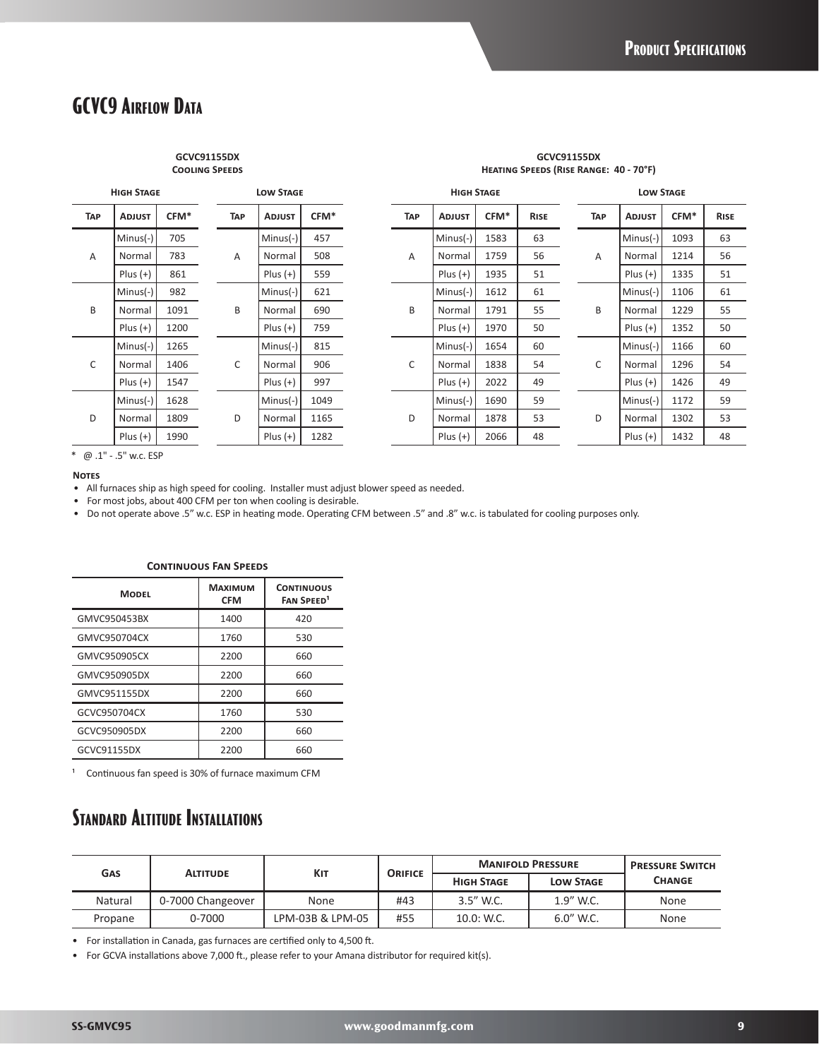# GCVC9 Airflow Data

**GCVC91155DX**
**Cooling Speeds**

| High Stage | | | Low Stage | | |
|---|---|---|---|---|---|
| Tap | Adjust | CFM* | Tap | Adjust | CFM* |
| A | Minus(-) | 705 | A | Minus(-) | 457 |
| | Normal | 783 | | Normal | 508 |
| | Plus (+) | 861 | | Plus (+) | 559 |
| B | Minus(-) | 982 | B | Minus(-) | 621 |
| | Normal | 1091 | | Normal | 690 |
| | Plus (+) | 1200 | | Plus (+) | 759 |
| C | Minus(-) | 1265 | C | Minus(-) | 815 |
| | Normal | 1406 | | Normal | 906 |
| | Plus (+) | 1547 | | Plus (+) | 997 |
| D | Minus(-) | 1628 | D | Minus(-) | 1049 |
| | Normal | 1809 | | Normal | 1165 |
| | Plus (+) | 1990 | | Plus (+) | 1282 |

**GCVC91155DX**
**Heating Speeds (Rise Range: 40 - 70°F)**

| High Stage | | | | Low Stage | | | |
|---|---|---|---|---|---|---|---|
| Tap | Adjust | CFM* | Rise | Tap | Adjust | CFM* | Rise |
| A | Minus(-) | 1583 | 63 | A | Minus(-) | 1093 | 63 |
| | Normal | 1759 | 56 | | Normal | 1214 | 56 |
| | Plus (+) | 1935 | 51 | | Plus (+) | 1335 | 51 |
| B | Minus(-) | 1612 | 61 | B | Minus(-) | 1106 | 61 |
| | Normal | 1791 | 55 | | Normal | 1229 | 55 |
| | Plus (+) | 1970 | 50 | | Plus (+) | 1352 | 50 |
| C | Minus(-) | 1654 | 60 | C | Minus(-) | 1166 | 60 |
| | Normal | 1838 | 54 | | Normal | 1296 | 54 |
| | Plus (+) | 2022 | 49 | | Plus (+) | 1426 | 49 |
| D | Minus(-) | 1690 | 59 | D | Minus(-) | 1172 | 59 |
| | Normal | 1878 | 53 | | Normal | 1302 | 53 |
| | Plus (+) | 2066 | 48 | | Plus (+) | 1432 | 48 |

* @ .1" - .5" w.c. ESP

**Notes**

- All furnaces ship as high speed for cooling. Installer must adjust blower speed as needed.
- For most jobs, about 400 CFM per ton when cooling is desirable.
- Do not operate above .5" w.c. ESP in heating mode. Operating CFM between .5" and .8" w.c. is tabulated for cooling purposes only.

**Continuous Fan Speeds**

| Model | Maximum CFM | Continuous Fan Speed[1] |
|---|---|---|
| GMVC950453BX | 1400 | 420 |
| GMVC950704CX | 1760 | 530 |
| GMVC950905CX | 2200 | 660 |
| GMVC950905DX | 2200 | 660 |
| GMVC951155DX | 2200 | 660 |
| GCVC950704CX | 1760 | 530 |
| GCVC950905DX | 2200 | 660 |
| GCVC91155DX | 2200 | 660 |

[1] Continuous fan speed is 30% of furnace maximum CFM

# Standard Altitude Installations

| Gas | Altitude | Kit | Orifice | Manifold Pressure | | Pressure Switch Change |
|---|---|---|---|---|---|---|
| | | | | High Stage | Low Stage | |
| Natural | 0-7000 Changeover | None | #43 | 3.5" W.C. | 1.9" W.C. | None |
| Propane | 0-7000 | LPM-03B & LPM-05 | #55 | 10.0: W.C. | 6.0" W.C. | None |

- For installation in Canada, gas furnaces are certified only to 4,500 ft.
- For GCVA installations above 7,000 ft., please refer to your Amana distributor for required kit(s).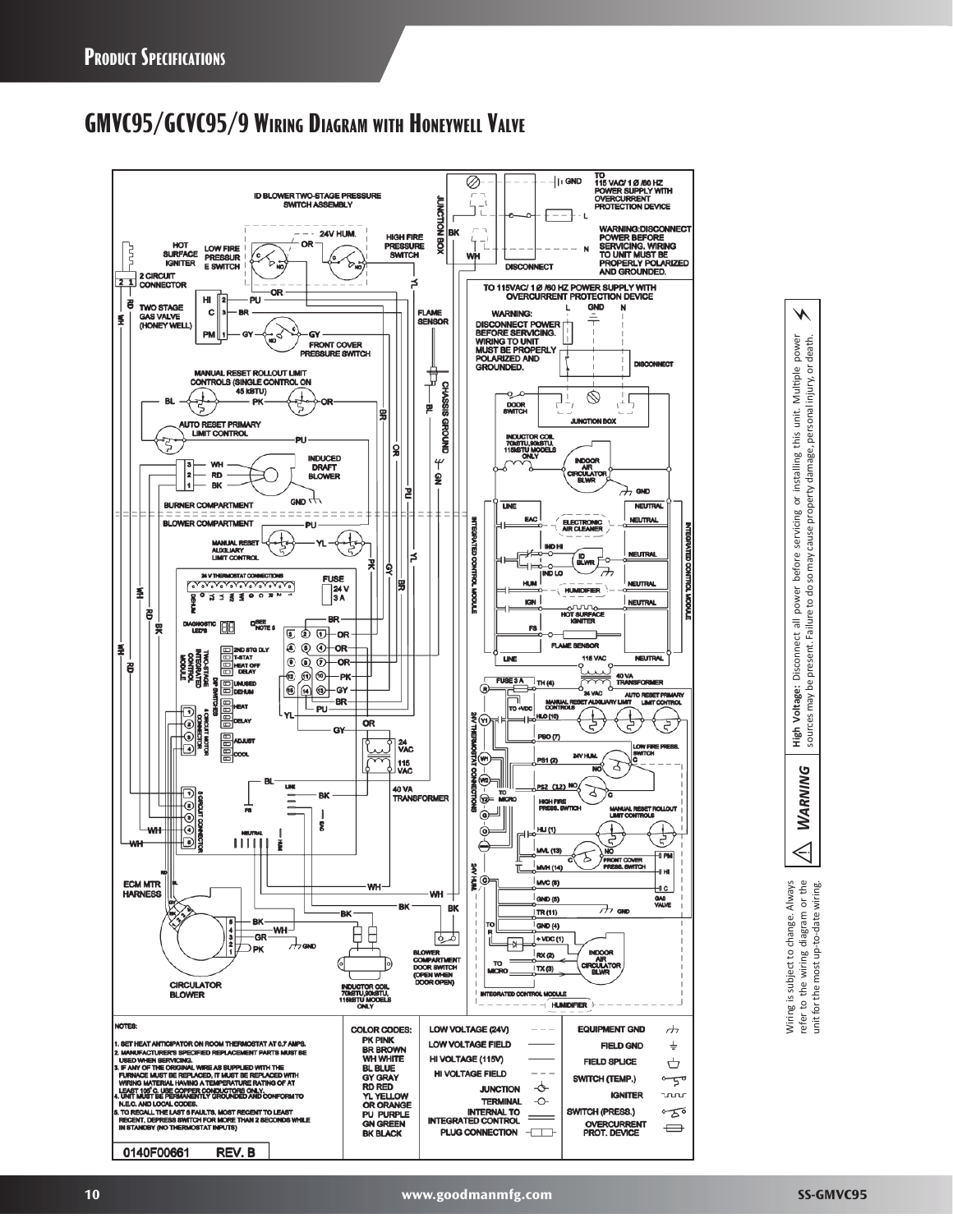# GMVC95/GCVC95/9 Wiring Diagram with Honeywell Valve

**NOTES:**

1. SET HEAT ANTICIPATOR ON ROOM THERMOSTAT AT 0.7 AMPS.
2. MANUFACTURER'S SPECIFIED REPLACEMENT PARTS MUST BE USED WHEN SERVICING.
3. IF ANY OF THE ORIGINAL WIRE AS SUPPLIED WITH THE FURNACE MUST BE REPLACED, IT MUST BE REPLACED WITH WIRING MATERIAL HAVING A TEMPERATURE RATING OF AT LEAST 105° C. USE COPPER CONDUCTORS ONLY.
4. UNIT MUST BE PERMANENTLY GROUNDED AND CONFORM TO N.E.C. AND LOCAL CODES.
5. TO RECALL THE LAST 6 FAULTS, MOST RECENT TO LEAST RECENT, DEPRESS SWITCH FOR MORE THAN 2 SECONDS WHILE IN STANDBY (NO THERMOSTAT INPUTS)

0140F00661 REV. B

**COLOR CODES:**

- PK PINK
- BR BROWN
- WH WHITE
- BL BLUE
- GY GRAY
- RD RED
- YL YELLOW
- OR ORANGE
- PU PURPLE
- GN GREEN
- BK BLACK

**LEGEND:** LOW VOLTAGE (24V), LOW VOLTAGE FIELD, HI VOLTAGE (115V), HI VOLTAGE FIELD, JUNCTION, TERMINAL, INTERNAL TO INTEGRATED CONTROL, PLUG CONNECTION, EQUIPMENT GND, FIELD GND, FIELD SPLICE, SWITCH (TEMP.), IGNITER, SWITCH (PRESS.), OVERCURRENT PROT. DEVICE

⚠ **WARNING** — **High Voltage:** Disconnect all power before servicing or installing this unit. Multiple power sources may be present. Failure to do so may cause property damage, personal injury, or death.

Wiring is subject to change. Always refer to the wiring diagram or the unit for the most up-to-date wiring.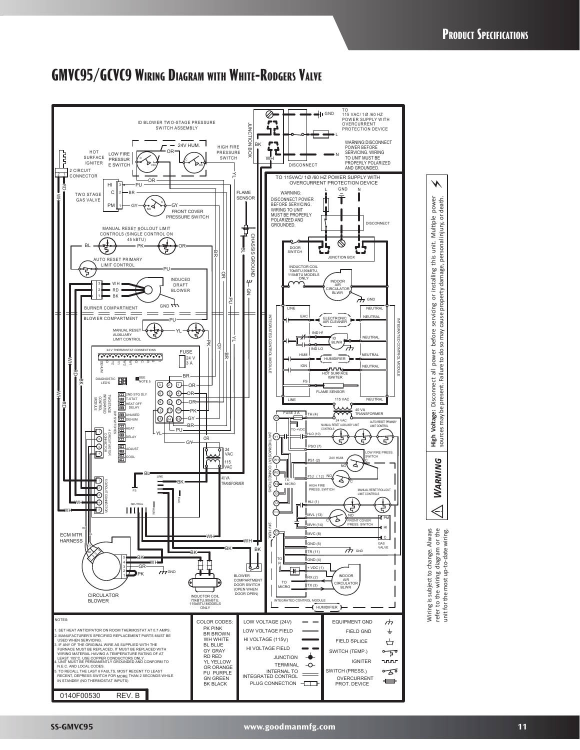## GMVC95/GCVC9 Wiring Diagram with White-Rodgers Valve

NOTES:

1. SET HEAT ANTICIPATOR ON ROOM THERMOSTAT AT 0.7 AMPS.
2. MANUFACTURER'S SPECIFIED REPLACEMENT PARTS MUST BE USED WHEN SERVICING.
3. IF ANY OF THE ORIGINAL WIRE AS SUPPLIED WITH THE FURNACE MUST BE REPLACED, IT MUST BE REPLACED WITH WIRING MATERIAL HAVING A TEMPERATURE RATING OF AT LEAST 105°C. USE COPPER CONDUCTORS ONLY.
4. UNIT MUST BE PERMANENTLY GROUNDED AND CONFORM TO N.E.C. AND LOCAL CODES.
5. TO RECALL THE LAST 6 FAULTS, MOST RECENT TO LEAST RECENT, DEPRESS SWITCH FOR MORE THAN 2 SECONDS WHILE IN STANDBY (NO THERMOSTAT INPUTS)

| COLOR CODES: | |
|---|---|
| PK | PINK |
| BR | BROWN |
| WH | WHITE |
| BL | BLUE |
| GY | GRAY |
| RD | RED |
| YL | YELLOW |
| OR | ORANGE |
| PU | PURPLE |
| GN | GREEN |
| BK | BLACK |

Legend: LOW VOLTAGE (24V), LOW VOLTAGE FIELD, HI VOLTAGE (115V), HI VOLTAGE FIELD, JUNCTION, TERMINAL, INTERNAL TO INTEGRATED CONTROL, PLUG CONNECTION, EQUIPMENT GND, FIELD GND, FIELD SPLICE, SWITCH (TEMP.), IGNITER, SWITCH (PRESS.), OVERCURRENT PROT. DEVICE

0140F00530 REV. B

**WARNING**

**High Voltage:** Disconnect all power before servicing or installing this unit. Multiple power sources may be present. Failure to do so may cause property damage, personal injury, or death.

Wiring is subject to change. Always refer to the wiring diagram or the unit for the most up-to-date wiring.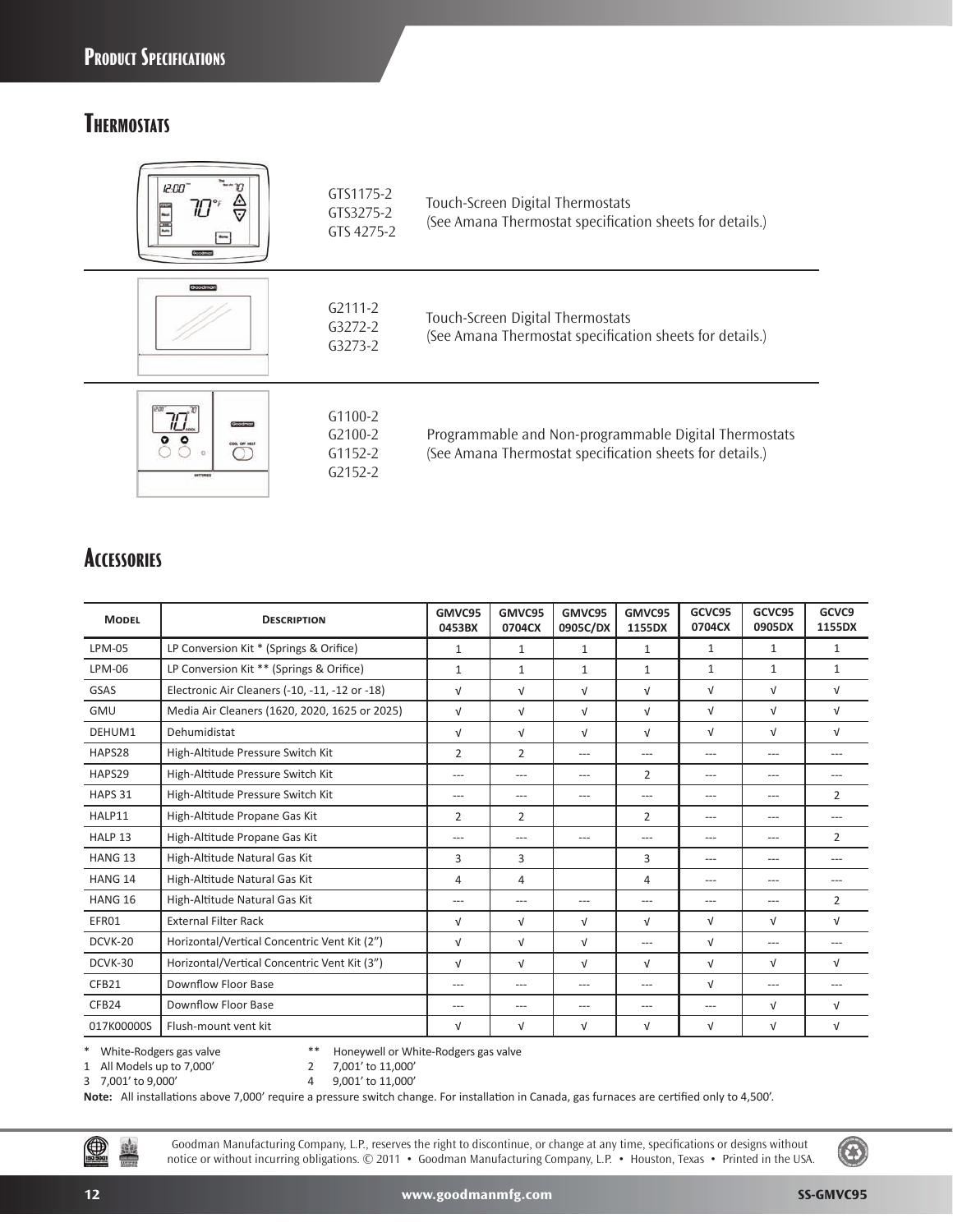## Product Specifications

## Thermostats

| | | |
|---|---|---|
| | GTS1175-2<br>GTS3275-2<br>GTS 4275-2 | Touch-Screen Digital Thermostats<br>(See Amana Thermostat specification sheets for details.) |
| | G2111-2<br>G3272-2<br>G3273-2 | Touch-Screen Digital Thermostats<br>(See Amana Thermostat specification sheets for details.) |
| | G1100-2<br>G2100-2<br>G1152-2<br>G2152-2 | Programmable and Non-programmable Digital Thermostats<br>(See Amana Thermostat specification sheets for details.) |

## Accessories

| Model | Description | GMVC95 0453BX | GMVC95 0704CX | GMVC95 0905C/DX | GMVC95 1155DX | GCVC95 0704CX | GCVC95 0905DX | GCVC9 1155DX |
|---|---|---|---|---|---|---|---|---|
| LPM-05 | LP Conversion Kit * (Springs & Orifice) | 1 | 1 | 1 | 1 | 1 | 1 | 1 |
| LPM-06 | LP Conversion Kit ** (Springs & Orifice) | 1 | 1 | 1 | 1 | 1 | 1 | 1 |
| GSAS | Electronic Air Cleaners (-10, -11, -12 or -18) | √ | √ | √ | √ | √ | √ | √ |
| GMU | Media Air Cleaners (1620, 2020, 1625 or 2025) | √ | √ | √ | √ | √ | √ | √ |
| DEHUM1 | Dehumidistat | √ | √ | √ | √ | √ | √ | √ |
| HAPS28 | High-Altitude Pressure Switch Kit | 2 | 2 | --- | --- | --- | --- | --- |
| HAPS29 | High-Altitude Pressure Switch Kit | --- | --- | --- | 2 | --- | --- | --- |
| HAPS 31 | High-Altitude Pressure Switch Kit | --- | --- | --- | --- | --- | --- | 2 |
| HALP11 | High-Altitude Propane Gas Kit | 2 | 2 | | 2 | --- | --- | --- |
| HALP 13 | High-Altitude Propane Gas Kit | --- | --- | --- | --- | --- | --- | 2 |
| HANG 13 | High-Altitude Natural Gas Kit | 3 | 3 | | 3 | --- | --- | --- |
| HANG 14 | High-Altitude Natural Gas Kit | 4 | 4 | | 4 | --- | --- | --- |
| HANG 16 | High-Altitude Natural Gas Kit | --- | --- | --- | --- | --- | --- | 2 |
| EFR01 | External Filter Rack | √ | √ | √ | √ | √ | √ | √ |
| DCVK-20 | Horizontal/Vertical Concentric Vent Kit (2") | √ | √ | √ | --- | √ | --- | --- |
| DCVK-30 | Horizontal/Vertical Concentric Vent Kit (3") | √ | √ | √ | √ | √ | √ | √ |
| CFB21 | Downflow Floor Base | --- | --- | --- | --- | √ | --- | --- |
| CFB24 | Downflow Floor Base | --- | --- | --- | --- | --- | √ | √ |
| 017K00000S | Flush-mount vent kit | √ | √ | √ | √ | √ | √ | √ |

\* White-Rodgers gas valve  
** Honeywell or White-Rodgers gas valve  
1 All Models up to 7,000'  
2 7,001' to 11,000'  
3 7,001' to 9,000'  
4 9,001' to 11,000'

**Note:** All installations above 7,000' require a pressure switch change. For installation in Canada, gas furnaces are certified only to 4,500'.

Goodman Manufacturing Company, L.P., reserves the right to discontinue, or change at any time, specifications or designs without notice or without incurring obligations. © 2011 • Goodman Manufacturing Company, L.P. • Houston, Texas • Printed in the USA.

www.goodmanmfg.com

SS-GMVC95